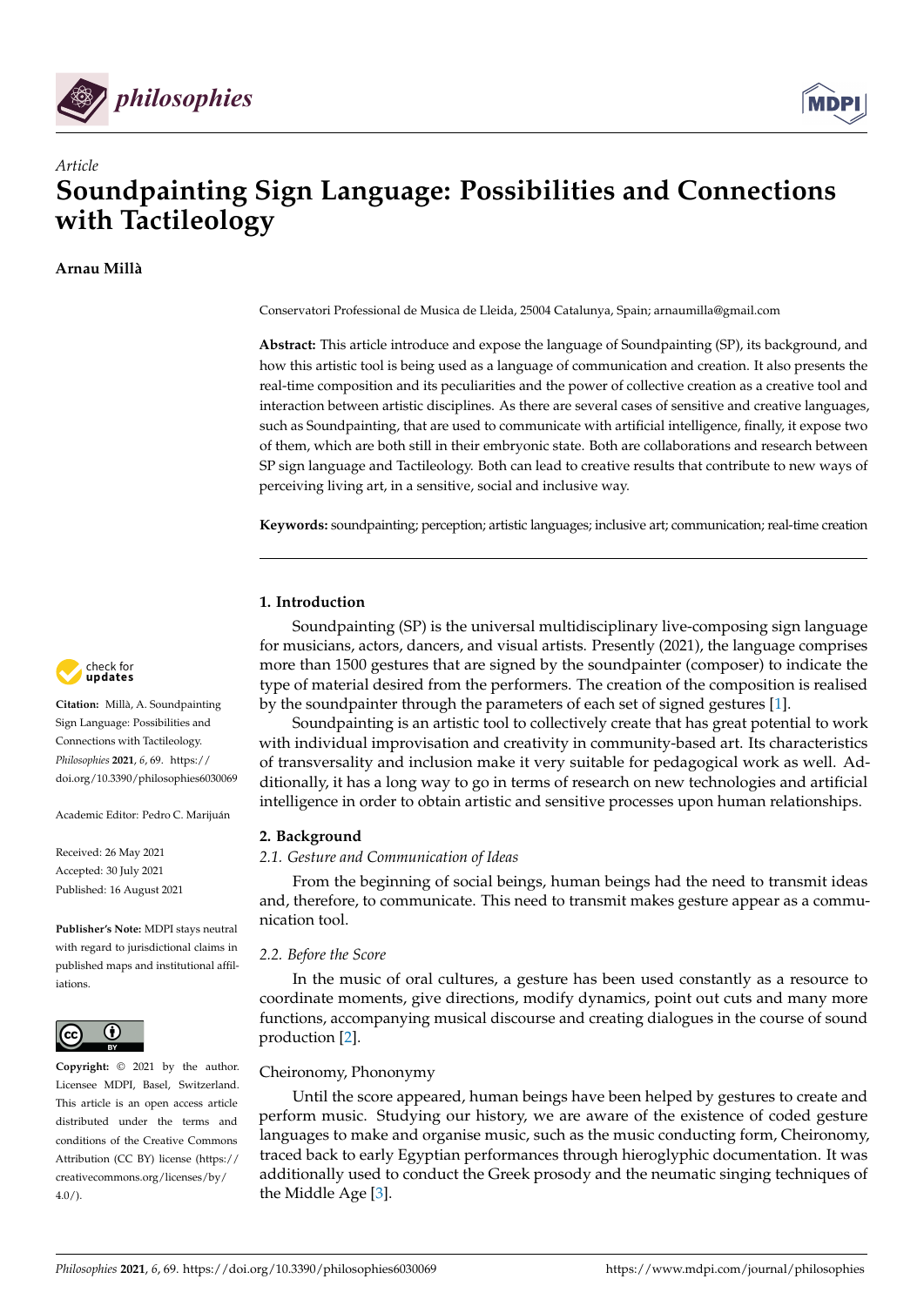*Article*

# Soundpainting Sign Language: Possibilities and Connections with Tactileology

**Arnau Millà**

Conservatori Professional de Musica de Lleida, 25004 Catalunya, Spain; arnaumilla@gmail.com

**Abstract:** This article introduce and expose the language of Soundpainting (SP), its background, and how this artistic tool is being used as a language of communication and creation. It also presents the real-time composition and its peculiarities and the power of collective creation as a creative tool and interaction between artistic disciplines. As there are several cases of sensitive and creative languages, such as Soundpainting, that are used to communicate with artificial intelligence, finally, it expose two of them, which are both still in their embryonic state. Both are collaborations and research between SP sign language and Tactileology. Both can lead to creative results that contribute to new ways of perceiving living art, in a sensitive, social and inclusive way.

**Keywords:** soundpainting; perception; artistic languages; inclusive art; communication; real-time creation

**Citation:** Millà, A. Soundpainting Sign Language: Possibilities and Connections with Tactileology. *Philosophies* **2021**, *6*, 69. https://doi.org/10.3390/philosophies6030069

Academic Editor: Pedro C. Marijuán

Received: 26 May 2021
Accepted: 30 July 2021
Published: 16 August 2021

**Publisher's Note:** MDPI stays neutral with regard to jurisdictional claims in published maps and institutional affiliations.

**Copyright:** © 2021 by the author. Licensee MDPI, Basel, Switzerland. This article is an open access article distributed under the terms and conditions of the Creative Commons Attribution (CC BY) license (https://creativecommons.org/licenses/by/4.0/).

## 1. Introduction

Soundpainting (SP) is the universal multidisciplinary live-composing sign language for musicians, actors, dancers, and visual artists. Presently (2021), the language comprises more than 1500 gestures that are signed by the soundpainter (composer) to indicate the type of material desired from the performers. The creation of the composition is realised by the soundpainter through the parameters of each set of signed gestures [1].

Soundpainting is an artistic tool to collectively create that has great potential to work with individual improvisation and creativity in community-based art. Its characteristics of transversality and inclusion make it very suitable for pedagogical work as well. Additionally, it has a long way to go in terms of research on new technologies and artificial intelligence in order to obtain artistic and sensitive processes upon human relationships.

## 2. Background

### *2.1. Gesture and Communication of Ideas*

From the beginning of social beings, human beings had the need to transmit ideas and, therefore, to communicate. This need to transmit makes gesture appear as a communication tool.

### *2.2. Before the Score*

In the music of oral cultures, a gesture has been used constantly as a resource to coordinate moments, give directions, modify dynamics, point out cuts and many more functions, accompanying musical discourse and creating dialogues in the course of sound production [2].

#### Cheironomy, Phononymy

Until the score appeared, human beings have been helped by gestures to create and perform music. Studying our history, we are aware of the existence of coded gesture languages to make and organise music, such as the music conducting form, Cheironomy, traced back to early Egyptian performances through hieroglyphic documentation. It was additionally used to conduct the Greek prosody and the neumatic singing techniques of the Middle Age [3].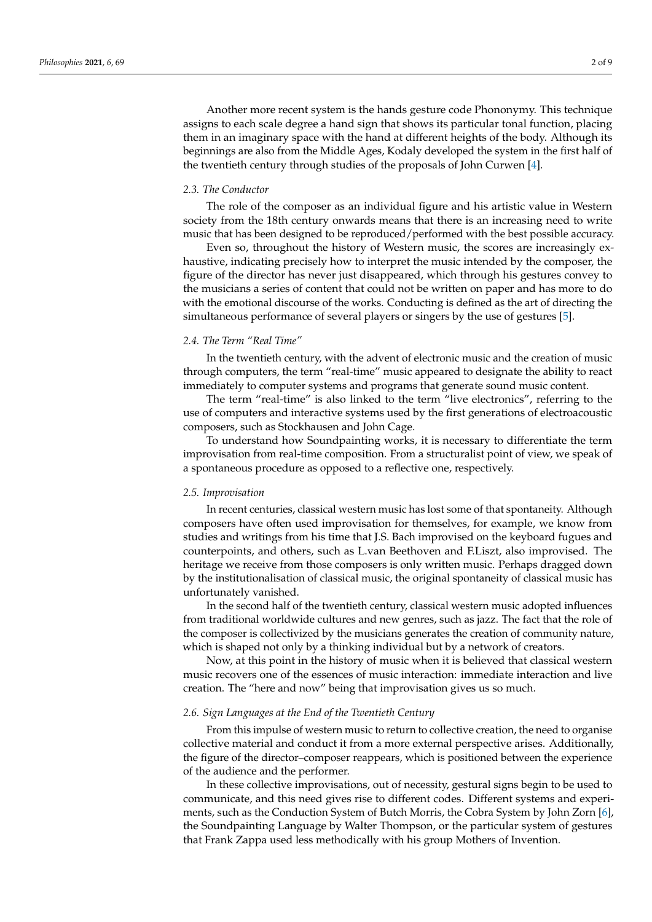Another more recent system is the hands gesture code Phononymy. This technique assigns to each scale degree a hand sign that shows its particular tonal function, placing them in an imaginary space with the hand at different heights of the body. Although its beginnings are also from the Middle Ages, Kodaly developed the system in the first half of the twentieth century through studies of the proposals of John Curwen [4].

### *2.3. The Conductor*

The role of the composer as an individual figure and his artistic value in Western society from the 18th century onwards means that there is an increasing need to write music that has been designed to be reproduced/performed with the best possible accuracy.

Even so, throughout the history of Western music, the scores are increasingly exhaustive, indicating precisely how to interpret the music intended by the composer, the figure of the director has never just disappeared, which through his gestures convey to the musicians a series of content that could not be written on paper and has more to do with the emotional discourse of the works. Conducting is defined as the art of directing the simultaneous performance of several players or singers by the use of gestures [5].

### *2.4. The Term "Real Time"*

In the twentieth century, with the advent of electronic music and the creation of music through computers, the term "real-time" music appeared to designate the ability to react immediately to computer systems and programs that generate sound music content.

The term "real-time" is also linked to the term "live electronics", referring to the use of computers and interactive systems used by the first generations of electroacoustic composers, such as Stockhausen and John Cage.

To understand how Soundpainting works, it is necessary to differentiate the term improvisation from real-time composition. From a structuralist point of view, we speak of a spontaneous procedure as opposed to a reflective one, respectively.

### *2.5. Improvisation*

In recent centuries, classical western music has lost some of that spontaneity. Although composers have often used improvisation for themselves, for example, we know from studies and writings from his time that J.S. Bach improvised on the keyboard fugues and counterpoints, and others, such as L.van Beethoven and F.Liszt, also improvised. The heritage we receive from those composers is only written music. Perhaps dragged down by the institutionalisation of classical music, the original spontaneity of classical music has unfortunately vanished.

In the second half of the twentieth century, classical western music adopted influences from traditional worldwide cultures and new genres, such as jazz. The fact that the role of the composer is collectivized by the musicians generates the creation of community nature, which is shaped not only by a thinking individual but by a network of creators.

Now, at this point in the history of music when it is believed that classical western music recovers one of the essences of music interaction: immediate interaction and live creation. The "here and now" being that improvisation gives us so much.

### *2.6. Sign Languages at the End of the Twentieth Century*

From this impulse of western music to return to collective creation, the need to organise collective material and conduct it from a more external perspective arises. Additionally, the figure of the director–composer reappears, which is positioned between the experience of the audience and the performer.

In these collective improvisations, out of necessity, gestural signs begin to be used to communicate, and this need gives rise to different codes. Different systems and experiments, such as the Conduction System of Butch Morris, the Cobra System by John Zorn [6], the Soundpainting Language by Walter Thompson, or the particular system of gestures that Frank Zappa used less methodically with his group Mothers of Invention.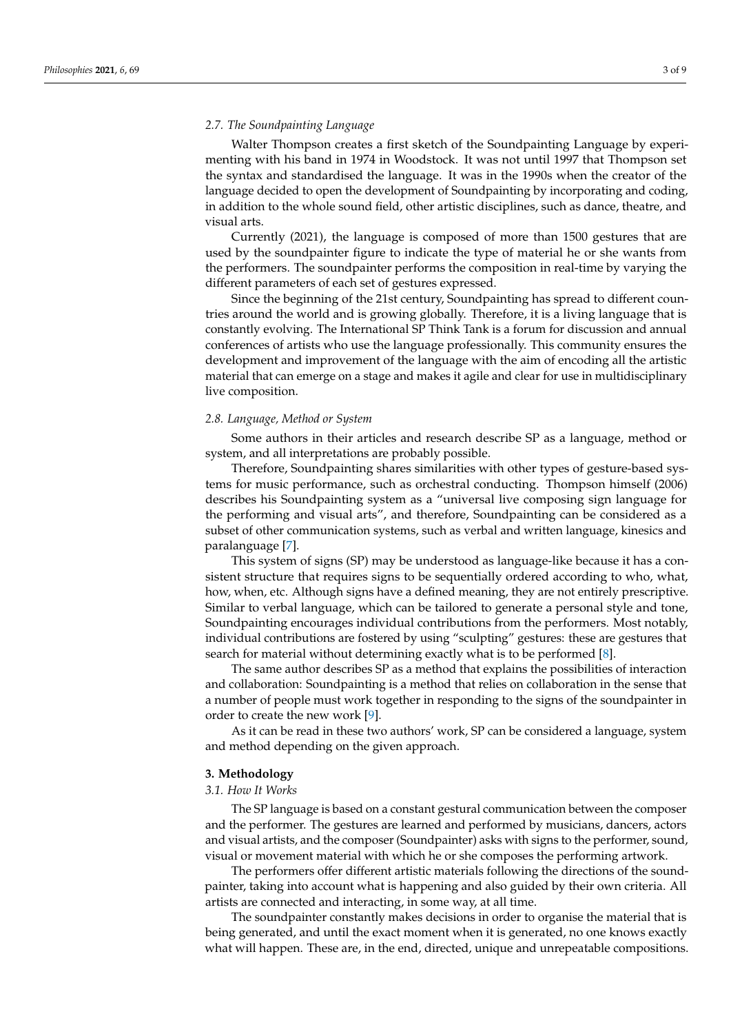### 2.7. The Soundpainting Language

Walter Thompson creates a first sketch of the Soundpainting Language by experimenting with his band in 1974 in Woodstock. It was not until 1997 that Thompson set the syntax and standardised the language. It was in the 1990s when the creator of the language decided to open the development of Soundpainting by incorporating and coding, in addition to the whole sound field, other artistic disciplines, such as dance, theatre, and visual arts.

Currently (2021), the language is composed of more than 1500 gestures that are used by the soundpainter figure to indicate the type of material he or she wants from the performers. The soundpainter performs the composition in real-time by varying the different parameters of each set of gestures expressed.

Since the beginning of the 21st century, Soundpainting has spread to different countries around the world and is growing globally. Therefore, it is a living language that is constantly evolving. The International SP Think Tank is a forum for discussion and annual conferences of artists who use the language professionally. This community ensures the development and improvement of the language with the aim of encoding all the artistic material that can emerge on a stage and makes it agile and clear for use in multidisciplinary live composition.

### 2.8. Language, Method or System

Some authors in their articles and research describe SP as a language, method or system, and all interpretations are probably possible.

Therefore, Soundpainting shares similarities with other types of gesture-based systems for music performance, such as orchestral conducting. Thompson himself (2006) describes his Soundpainting system as a "universal live composing sign language for the performing and visual arts", and therefore, Soundpainting can be considered as a subset of other communication systems, such as verbal and written language, kinesics and paralanguage [7].

This system of signs (SP) may be understood as language-like because it has a consistent structure that requires signs to be sequentially ordered according to who, what, how, when, etc. Although signs have a defined meaning, they are not entirely prescriptive. Similar to verbal language, which can be tailored to generate a personal style and tone, Soundpainting encourages individual contributions from the performers. Most notably, individual contributions are fostered by using "sculpting" gestures: these are gestures that search for material without determining exactly what is to be performed [8].

The same author describes SP as a method that explains the possibilities of interaction and collaboration: Soundpainting is a method that relies on collaboration in the sense that a number of people must work together in responding to the signs of the soundpainter in order to create the new work [9].

As it can be read in these two authors' work, SP can be considered a language, system and method depending on the given approach.

## 3. Methodology

### 3.1. How It Works

The SP language is based on a constant gestural communication between the composer and the performer. The gestures are learned and performed by musicians, dancers, actors and visual artists, and the composer (Soundpainter) asks with signs to the performer, sound, visual or movement material with which he or she composes the performing artwork.

The performers offer different artistic materials following the directions of the soundpainter, taking into account what is happening and also guided by their own criteria. All artists are connected and interacting, in some way, at all time.

The soundpainter constantly makes decisions in order to organise the material that is being generated, and until the exact moment when it is generated, no one knows exactly what will happen. These are, in the end, directed, unique and unrepeatable compositions.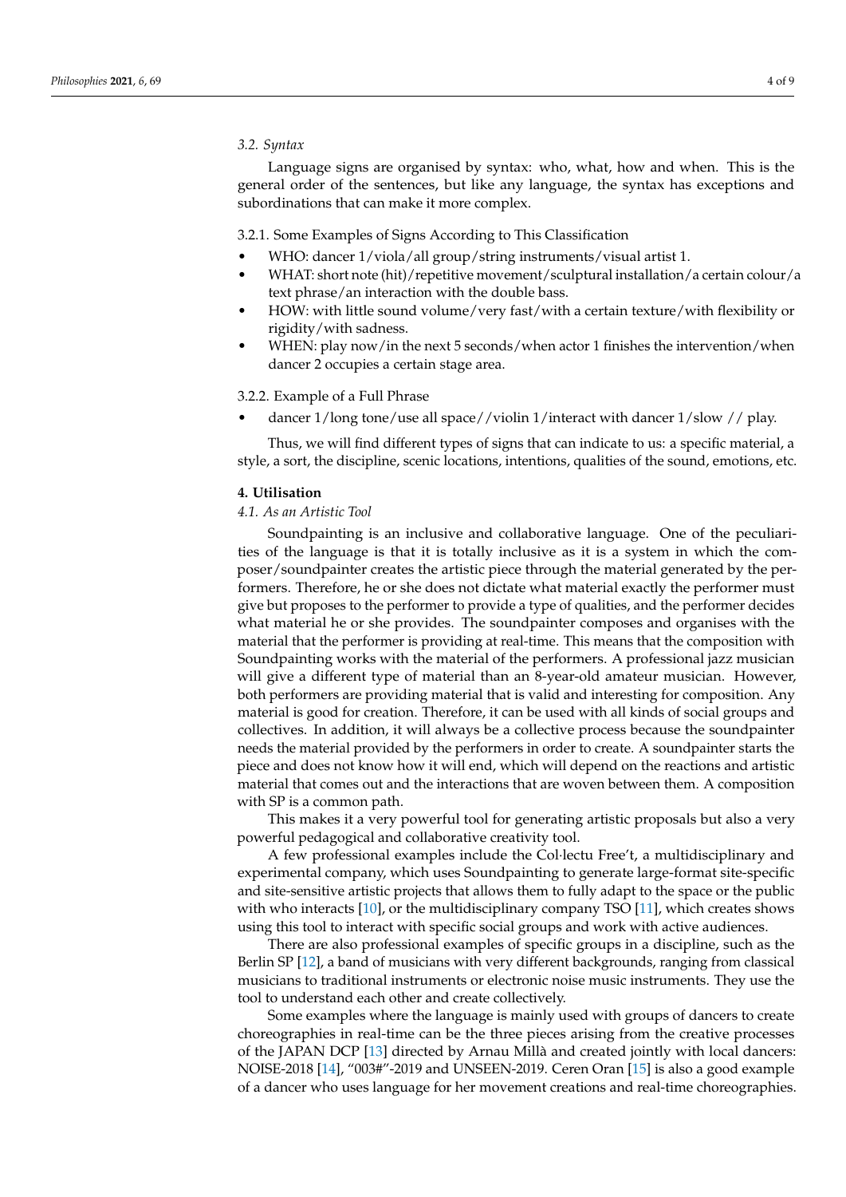### *3.2. Syntax*

Language signs are organised by syntax: who, what, how and when. This is the general order of the sentences, but like any language, the syntax has exceptions and subordinations that can make it more complex.

#### 3.2.1. Some Examples of Signs According to This Classification

- WHO: dancer 1/viola/all group/string instruments/visual artist 1.
- WHAT: short note (hit)/repetitive movement/sculptural installation/a certain colour/a text phrase/an interaction with the double bass.
- HOW: with little sound volume/very fast/with a certain texture/with flexibility or rigidity/with sadness.
- WHEN: play now/in the next 5 seconds/when actor 1 finishes the intervention/when dancer 2 occupies a certain stage area.

#### 3.2.2. Example of a Full Phrase

- dancer 1/long tone/use all space//violin 1/interact with dancer 1/slow // play.

Thus, we will find different types of signs that can indicate to us: a specific material, a style, a sort, the discipline, scenic locations, intentions, qualities of the sound, emotions, etc.

## **4. Utilisation**

### *4.1. As an Artistic Tool*

Soundpainting is an inclusive and collaborative language. One of the peculiarities of the language is that it is totally inclusive as it is a system in which the composer/soundpainter creates the artistic piece through the material generated by the performers. Therefore, he or she does not dictate what material exactly the performer must give but proposes to the performer to provide a type of qualities, and the performer decides what material he or she provides. The soundpainter composes and organises with the material that the performer is providing at real-time. This means that the composition with Soundpainting works with the material of the performers. A professional jazz musician will give a different type of material than an 8-year-old amateur musician. However, both performers are providing material that is valid and interesting for composition. Any material is good for creation. Therefore, it can be used with all kinds of social groups and collectives. In addition, it will always be a collective process because the soundpainter needs the material provided by the performers in order to create. A soundpainter starts the piece and does not know how it will end, which will depend on the reactions and artistic material that comes out and the interactions that are woven between them. A composition with SP is a common path.

This makes it a very powerful tool for generating artistic proposals but also a very powerful pedagogical and collaborative creativity tool.

A few professional examples include the Col·lectu Free't, a multidisciplinary and experimental company, which uses Soundpainting to generate large-format site-specific and site-sensitive artistic projects that allows them to fully adapt to the space or the public with who interacts [10], or the multidisciplinary company TSO [11], which creates shows using this tool to interact with specific social groups and work with active audiences.

There are also professional examples of specific groups in a discipline, such as the Berlin SP [12], a band of musicians with very different backgrounds, ranging from classical musicians to traditional instruments or electronic noise music instruments. They use the tool to understand each other and create collectively.

Some examples where the language is mainly used with groups of dancers to create choreographies in real-time can be the three pieces arising from the creative processes of the JAPAN DCP [13] directed by Arnau Millà and created jointly with local dancers: NOISE-2018 [14], "003#"-2019 and UNSEEN-2019. Ceren Oran [15] is also a good example of a dancer who uses language for her movement creations and real-time choreographies.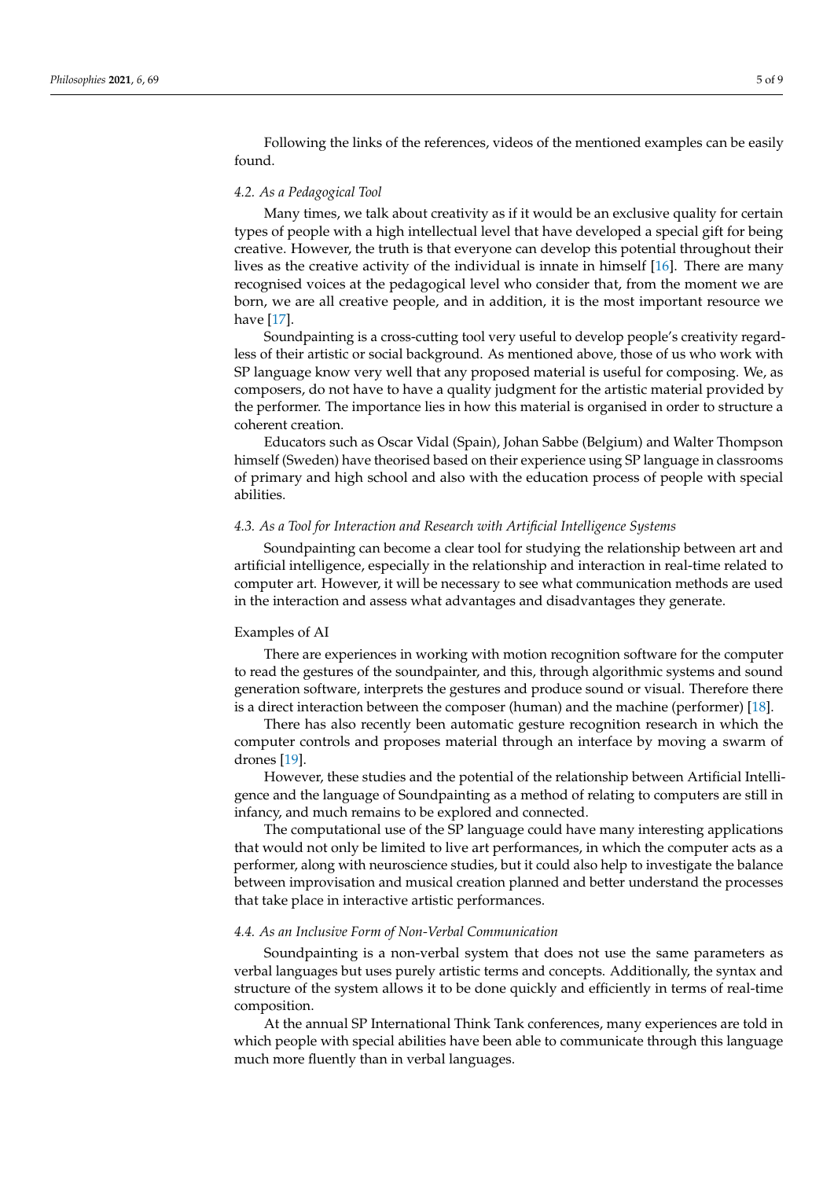Following the links of the references, videos of the mentioned examples can be easily found.

### *4.2. As a Pedagogical Tool*

Many times, we talk about creativity as if it would be an exclusive quality for certain types of people with a high intellectual level that have developed a special gift for being creative. However, the truth is that everyone can develop this potential throughout their lives as the creative activity of the individual is innate in himself [16]. There are many recognised voices at the pedagogical level who consider that, from the moment we are born, we are all creative people, and in addition, it is the most important resource we have [17].

Soundpainting is a cross-cutting tool very useful to develop people's creativity regardless of their artistic or social background. As mentioned above, those of us who work with SP language know very well that any proposed material is useful for composing. We, as composers, do not have to have a quality judgment for the artistic material provided by the performer. The importance lies in how this material is organised in order to structure a coherent creation.

Educators such as Oscar Vidal (Spain), Johan Sabbe (Belgium) and Walter Thompson himself (Sweden) have theorised based on their experience using SP language in classrooms of primary and high school and also with the education process of people with special abilities.

### *4.3. As a Tool for Interaction and Research with Artificial Intelligence Systems*

Soundpainting can become a clear tool for studying the relationship between art and artificial intelligence, especially in the relationship and interaction in real-time related to computer art. However, it will be necessary to see what communication methods are used in the interaction and assess what advantages and disadvantages they generate.

#### Examples of AI

There are experiences in working with motion recognition software for the computer to read the gestures of the soundpainter, and this, through algorithmic systems and sound generation software, interprets the gestures and produce sound or visual. Therefore there is a direct interaction between the composer (human) and the machine (performer) [18].

There has also recently been automatic gesture recognition research in which the computer controls and proposes material through an interface by moving a swarm of drones [19].

However, these studies and the potential of the relationship between Artificial Intelligence and the language of Soundpainting as a method of relating to computers are still in infancy, and much remains to be explored and connected.

The computational use of the SP language could have many interesting applications that would not only be limited to live art performances, in which the computer acts as a performer, along with neuroscience studies, but it could also help to investigate the balance between improvisation and musical creation planned and better understand the processes that take place in interactive artistic performances.

### *4.4. As an Inclusive Form of Non-Verbal Communication*

Soundpainting is a non-verbal system that does not use the same parameters as verbal languages but uses purely artistic terms and concepts. Additionally, the syntax and structure of the system allows it to be done quickly and efficiently in terms of real-time composition.

At the annual SP International Think Tank conferences, many experiences are told in which people with special abilities have been able to communicate through this language much more fluently than in verbal languages.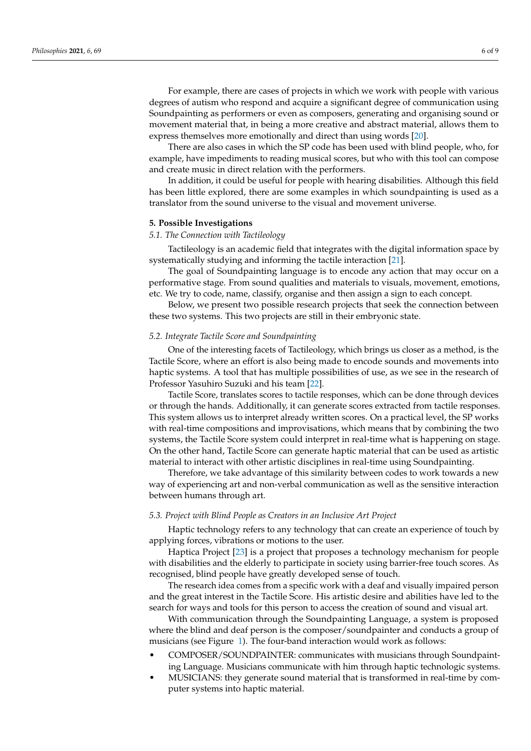For example, there are cases of projects in which we work with people with various degrees of autism who respond and acquire a significant degree of communication using Soundpainting as performers or even as composers, generating and organising sound or movement material that, in being a more creative and abstract material, allows them to express themselves more emotionally and direct than using words [20].

There are also cases in which the SP code has been used with blind people, who, for example, have impediments to reading musical scores, but who with this tool can compose and create music in direct relation with the performers.

In addition, it could be useful for people with hearing disabilities. Although this field has been little explored, there are some examples in which soundpainting is used as a translator from the sound universe to the visual and movement universe.

## 5. Possible Investigations

### *5.1. The Connection with Tactileology*

Tactileology is an academic field that integrates with the digital information space by systematically studying and informing the tactile interaction [21].

The goal of Soundpainting language is to encode any action that may occur on a performative stage. From sound qualities and materials to visuals, movement, emotions, etc. We try to code, name, classify, organise and then assign a sign to each concept.

Below, we present two possible research projects that seek the connection between these two systems. This two projects are still in their embryonic state.

### *5.2. Integrate Tactile Score and Soundpainting*

One of the interesting facets of Tactileology, which brings us closer as a method, is the Tactile Score, where an effort is also being made to encode sounds and movements into haptic systems. A tool that has multiple possibilities of use, as we see in the research of Professor Yasuhiro Suzuki and his team [22].

Tactile Score, translates scores to tactile responses, which can be done through devices or through the hands. Additionally, it can generate scores extracted from tactile responses. This system allows us to interpret already written scores. On a practical level, the SP works with real-time compositions and improvisations, which means that by combining the two systems, the Tactile Score system could interpret in real-time what is happening on stage. On the other hand, Tactile Score can generate haptic material that can be used as artistic material to interact with other artistic disciplines in real-time using Soundpainting.

Therefore, we take advantage of this similarity between codes to work towards a new way of experiencing art and non-verbal communication as well as the sensitive interaction between humans through art.

### *5.3. Project with Blind People as Creators in an Inclusive Art Project*

Haptic technology refers to any technology that can create an experience of touch by applying forces, vibrations or motions to the user.

Haptica Project [23] is a project that proposes a technology mechanism for people with disabilities and the elderly to participate in society using barrier-free touch scores. As recognised, blind people have greatly developed sense of touch.

The research idea comes from a specific work with a deaf and visually impaired person and the great interest in the Tactile Score. His artistic desire and abilities have led to the search for ways and tools for this person to access the creation of sound and visual art.

With communication through the Soundpainting Language, a system is proposed where the blind and deaf person is the composer/soundpainter and conducts a group of musicians (see Figure 1). The four-band interaction would work as follows:

- COMPOSER/SOUNDPAINTER: communicates with musicians through Soundpainting Language. Musicians communicate with him through haptic technologic systems.
- MUSICIANS: they generate sound material that is transformed in real-time by computer systems into haptic material.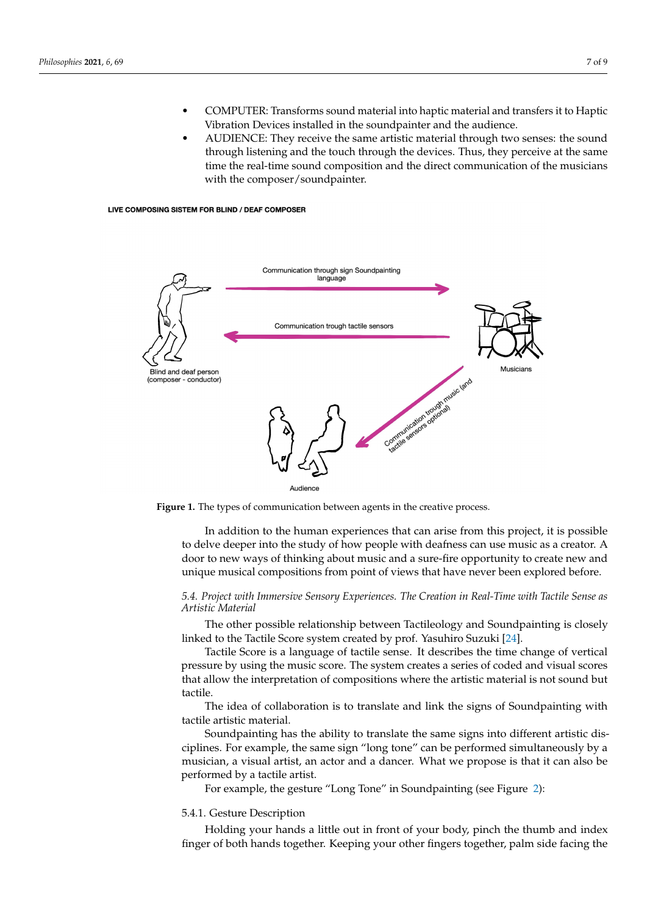- COMPUTER: Transforms sound material into haptic material and transfers it to Haptic Vibration Devices installed in the soundpainter and the audience.
- AUDIENCE: They receive the same artistic material through two senses: the sound through listening and the touch through the devices. Thus, they perceive at the same time the real-time sound composition and the direct communication of the musicians with the composer/soundpainter.

**Figure 1.** The types of communication between agents in the creative process.

In addition to the human experiences that can arise from this project, it is possible to delve deeper into the study of how people with deafness can use music as a creator. A door to new ways of thinking about music and a sure-fire opportunity to create new and unique musical compositions from point of views that have never been explored before.

### *5.4. Project with Immersive Sensory Experiences. The Creation in Real-Time with Tactile Sense as Artistic Material*

The other possible relationship between Tactileology and Soundpainting is closely linked to the Tactile Score system created by prof. Yasuhiro Suzuki [24].

Tactile Score is a language of tactile sense. It describes the time change of vertical pressure by using the music score. The system creates a series of coded and visual scores that allow the interpretation of compositions where the artistic material is not sound but tactile.

The idea of collaboration is to translate and link the signs of Soundpainting with tactile artistic material.

Soundpainting has the ability to translate the same signs into different artistic disciplines. For example, the same sign "long tone" can be performed simultaneously by a musician, a visual artist, an actor and a dancer. What we propose is that it can also be performed by a tactile artist.

For example, the gesture "Long Tone" in Soundpainting (see Figure 2):

#### 5.4.1. Gesture Description

Holding your hands a little out in front of your body, pinch the thumb and index finger of both hands together. Keeping your other fingers together, palm side facing the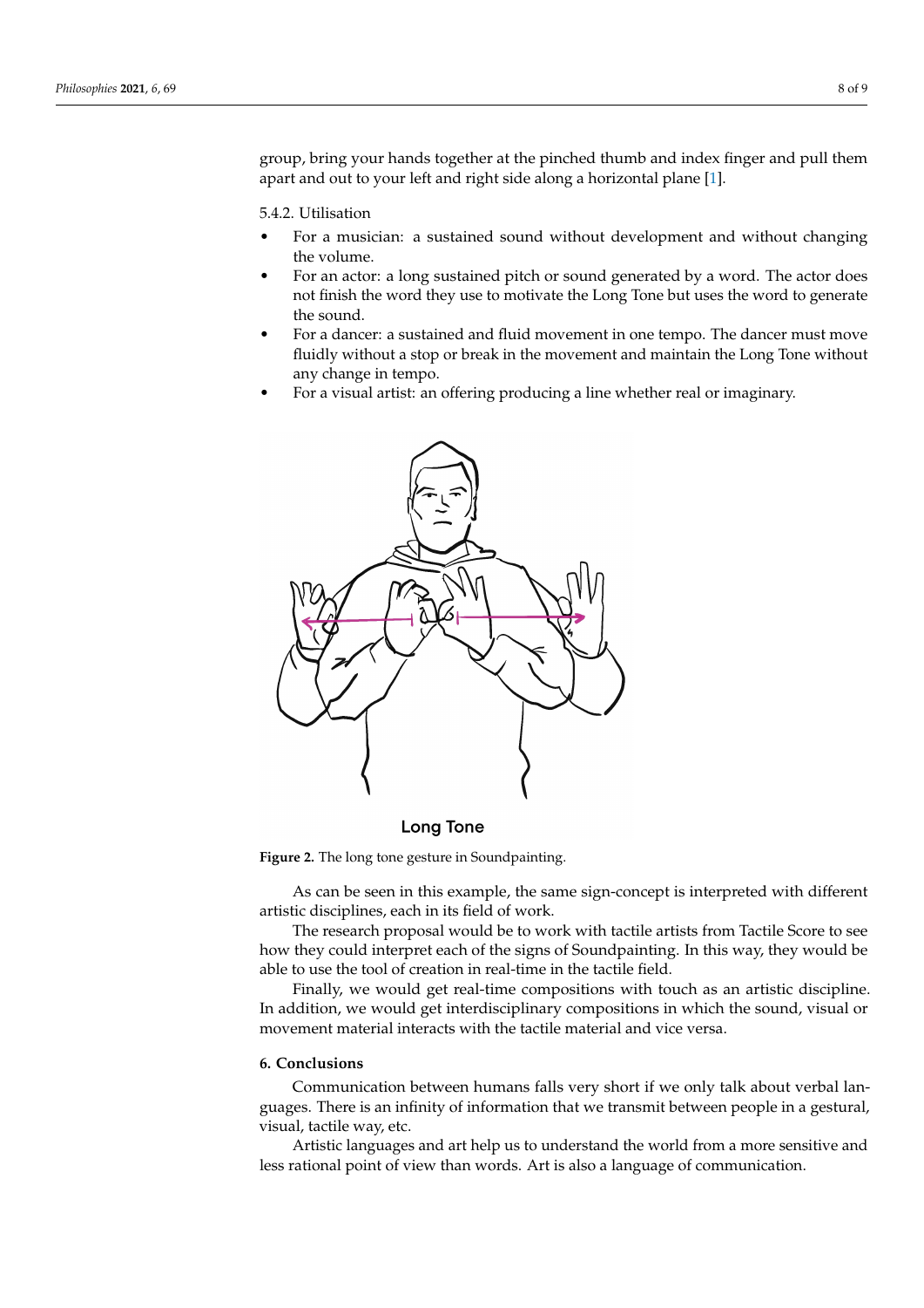group, bring your hands together at the pinched thumb and index finger and pull them apart and out to your left and right side along a horizontal plane [1].

5.4.2. Utilisation

- For a musician: a sustained sound without development and without changing the volume.
- For an actor: a long sustained pitch or sound generated by a word. The actor does not finish the word they use to motivate the Long Tone but uses the word to generate the sound.
- For a dancer: a sustained and fluid movement in one tempo. The dancer must move fluidly without a stop or break in the movement and maintain the Long Tone without any change in tempo.
- For a visual artist: an offering producing a line whether real or imaginary.

**Figure 2.** The long tone gesture in Soundpainting.

As can be seen in this example, the same sign-concept is interpreted with different artistic disciplines, each in its field of work.

The research proposal would be to work with tactile artists from Tactile Score to see how they could interpret each of the signs of Soundpainting. In this way, they would be able to use the tool of creation in real-time in the tactile field.

Finally, we would get real-time compositions with touch as an artistic discipline. In addition, we would get interdisciplinary compositions in which the sound, visual or movement material interacts with the tactile material and vice versa.

## 6. Conclusions

Communication between humans falls very short if we only talk about verbal languages. There is an infinity of information that we transmit between people in a gestural, visual, tactile way, etc.

Artistic languages and art help us to understand the world from a more sensitive and less rational point of view than words. Art is also a language of communication.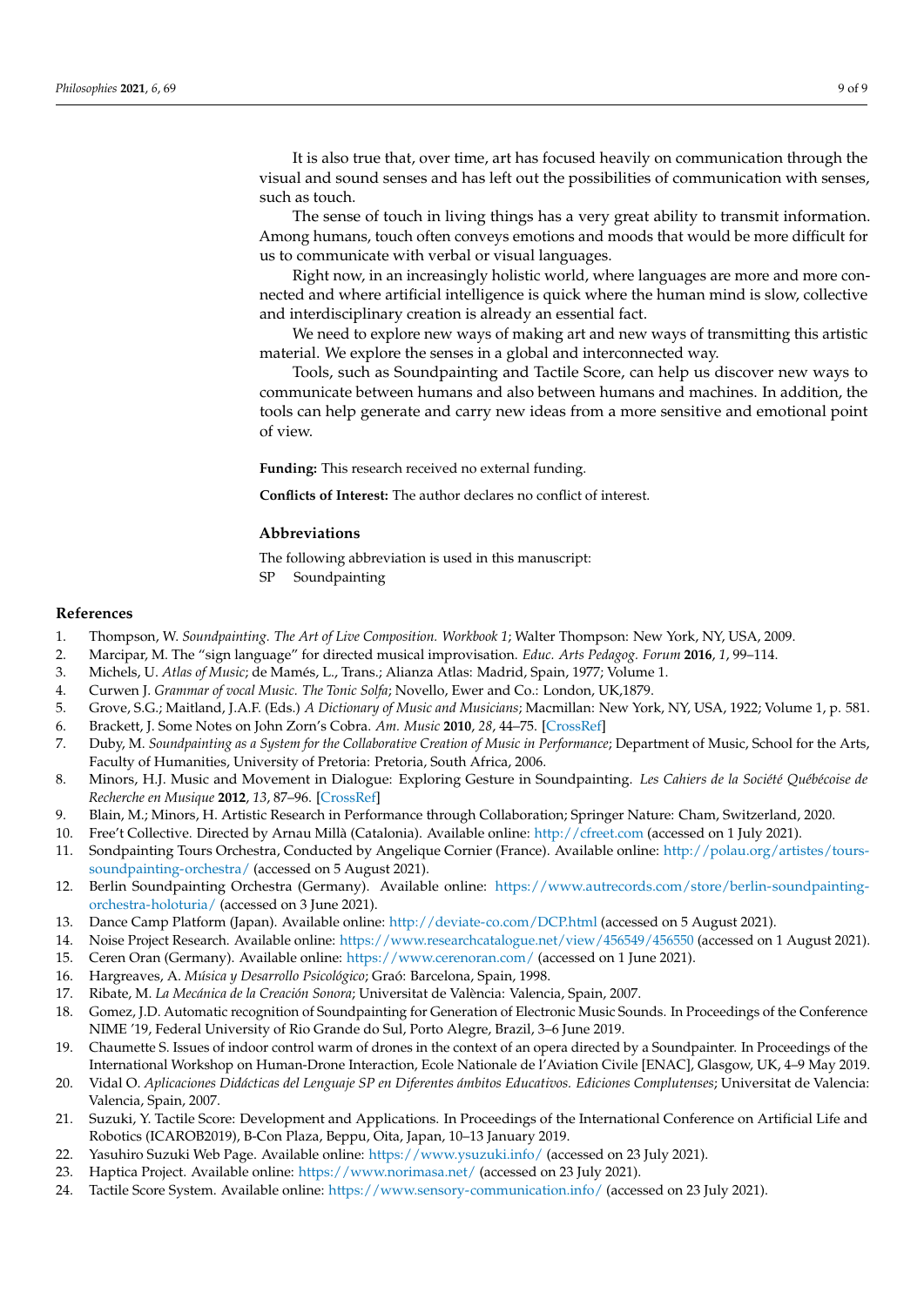It is also true that, over time, art has focused heavily on communication through the visual and sound senses and has left out the possibilities of communication with senses, such as touch.

The sense of touch in living things has a very great ability to transmit information. Among humans, touch often conveys emotions and moods that would be more difficult for us to communicate with verbal or visual languages.

Right now, in an increasingly holistic world, where languages are more and more connected and where artificial intelligence is quick where the human mind is slow, collective and interdisciplinary creation is already an essential fact.

We need to explore new ways of making art and new ways of transmitting this artistic material. We explore the senses in a global and interconnected way.

Tools, such as Soundpainting and Tactile Score, can help us discover new ways to communicate between humans and also between humans and machines. In addition, the tools can help generate and carry new ideas from a more sensitive and emotional point of view.

**Funding:** This research received no external funding.

**Conflicts of Interest:** The author declares no conflict of interest.

## Abbreviations

The following abbreviation is used in this manuscript:

SP Soundpainting

## References

1. Thompson, W. *Soundpainting. The Art of Live Composition. Workbook 1*; Walter Thompson: New York, NY, USA, 2009.
2. Marcipar, M. The "sign language" for directed musical improvisation. *Educ. Arts Pedagog. Forum* **2016**, *1*, 99–114.
3. Michels, U. *Atlas of Music*; de Mamés, L., Trans.; Alianza Atlas: Madrid, Spain, 1977; Volume 1.
4. Curwen J. *Grammar of vocal Music. The Tonic Solfa*; Novello, Ewer and Co.: London, UK,1879.
5. Grove, S.G.; Maitland, J.A.F. (Eds.) *A Dictionary of Music and Musicians*; Macmillan: New York, NY, USA, 1922; Volume 1, p. 581.
6. Brackett, J. Some Notes on John Zorn's Cobra. *Am. Music* **2010**, *28*, 44–75. [CrossRef]
7. Duby, M. *Soundpainting as a System for the Collaborative Creation of Music in Performance*; Department of Music, School for the Arts, Faculty of Humanities, University of Pretoria: Pretoria, South Africa, 2006.
8. Minors, H.J. Music and Movement in Dialogue: Exploring Gesture in Soundpainting. *Les Cahiers de la Société Québécoise de Recherche en Musique* **2012**, *13*, 87–96. [CrossRef]
9. Blain, M.; Minors, H. Artistic Research in Performance through Collaboration; Springer Nature: Cham, Switzerland, 2020.
10. Free't Collective. Directed by Arnau Millà (Catalonia). Available online: http://cfreet.com (accessed on 1 July 2021).
11. Sondpainting Tours Orchestra, Conducted by Angelique Cornier (France). Available online: http://polau.org/artistes/tours-soundpainting-orchestra/ (accessed on 5 August 2021).
12. Berlin Soundpainting Orchestra (Germany). Available online: https://www.autrecords.com/store/berlin-soundpainting-orchestra-holoturia/ (accessed on 3 June 2021).
13. Dance Camp Platform (Japan). Available online: http://deviate-co.com/DCP.html (accessed on 5 August 2021).
14. Noise Project Research. Available online: https://www.researchcatalogue.net/view/456549/456550 (accessed on 1 August 2021).
15. Ceren Oran (Germany). Available online: https://www.cerenoran.com/ (accessed on 1 June 2021).
16. Hargreaves, A. *Música y Desarrollo Psicológico*; Graó: Barcelona, Spain, 1998.
17. Ribate, M. *La Mecánica de la Creación Sonora*; Universitat de València: Valencia, Spain, 2007.
18. Gomez, J.D. Automatic recognition of Soundpainting for Generation of Electronic Music Sounds. In Proceedings of the Conference NIME '19, Federal University of Rio Grande do Sul, Porto Alegre, Brazil, 3–6 June 2019.
19. Chaumette S. Issues of indoor control warm of drones in the context of an opera directed by a Soundpainter. In Proceedings of the International Workshop on Human-Drone Interaction, Ecole Nationale de l'Aviation Civile [ENAC], Glasgow, UK, 4–9 May 2019.
20. Vidal O. *Aplicaciones Didácticas del Lenguaje SP en Diferentes ámbitos Educativos. Ediciones Complutenses*; Universitat de Valencia: Valencia, Spain, 2007.
21. Suzuki, Y. Tactile Score: Development and Applications. In Proceedings of the International Conference on Artificial Life and Robotics (ICAROB2019), B-Con Plaza, Beppu, Oita, Japan, 10–13 January 2019.
22. Yasuhiro Suzuki Web Page. Available online: https://www.ysuzuki.info/ (accessed on 23 July 2021).
23. Haptica Project. Available online: https://www.norimasa.net/ (accessed on 23 July 2021).
24. Tactile Score System. Available online: https://www.sensory-communication.info/ (accessed on 23 July 2021).